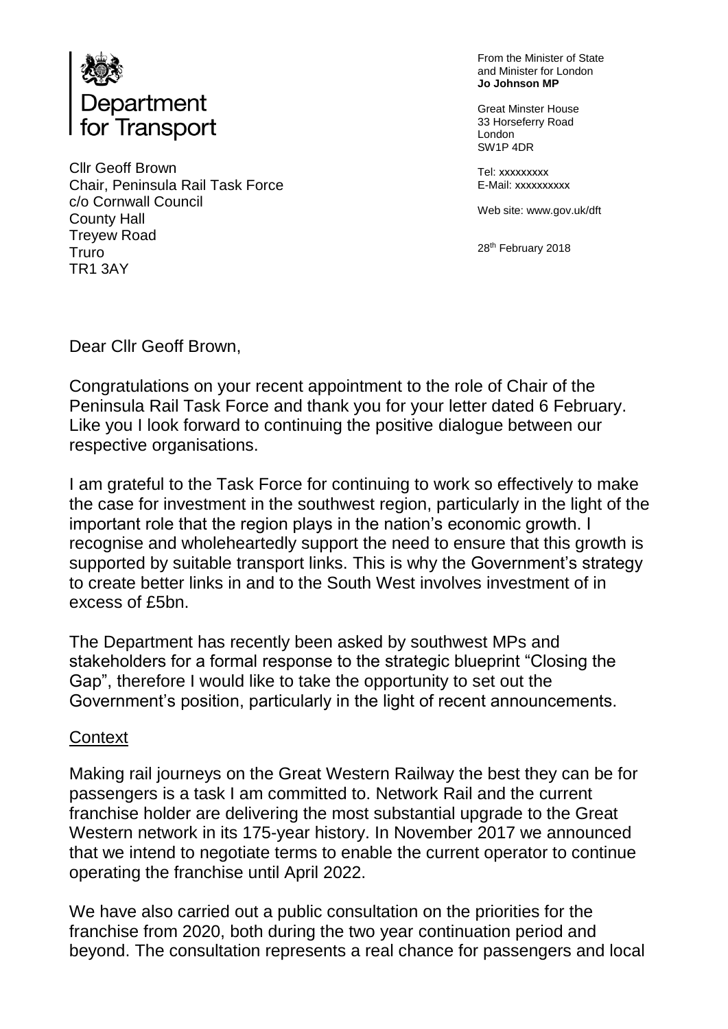Department for Transport

Cllr Geoff Brown
Chair, Peninsula Rail Task Force
c/o Cornwall Council
County Hall
Treyew Road
Truro
TR1 3AY

From the Minister of State and Minister for London
**Jo Johnson MP**

Great Minster House
33 Horseferry Road
London
SW1P 4DR

Tel: xxxxxxxxx
E-Mail: xxxxxxxxxx

Web site: www.gov.uk/dft

28th February 2018

Dear Cllr Geoff Brown,

Congratulations on your recent appointment to the role of Chair of the Peninsula Rail Task Force and thank you for your letter dated 6 February. Like you I look forward to continuing the positive dialogue between our respective organisations.

I am grateful to the Task Force for continuing to work so effectively to make the case for investment in the southwest region, particularly in the light of the important role that the region plays in the nation's economic growth. I recognise and wholeheartedly support the need to ensure that this growth is supported by suitable transport links. This is why the Government's strategy to create better links in and to the South West involves investment of in excess of £5bn.

The Department has recently been asked by southwest MPs and stakeholders for a formal response to the strategic blueprint "Closing the Gap", therefore I would like to take the opportunity to set out the Government's position, particularly in the light of recent announcements.

## Context

Making rail journeys on the Great Western Railway the best they can be for passengers is a task I am committed to. Network Rail and the current franchise holder are delivering the most substantial upgrade to the Great Western network in its 175-year history. In November 2017 we announced that we intend to negotiate terms to enable the current operator to continue operating the franchise until April 2022.

We have also carried out a public consultation on the priorities for the franchise from 2020, both during the two year continuation period and beyond. The consultation represents a real chance for passengers and local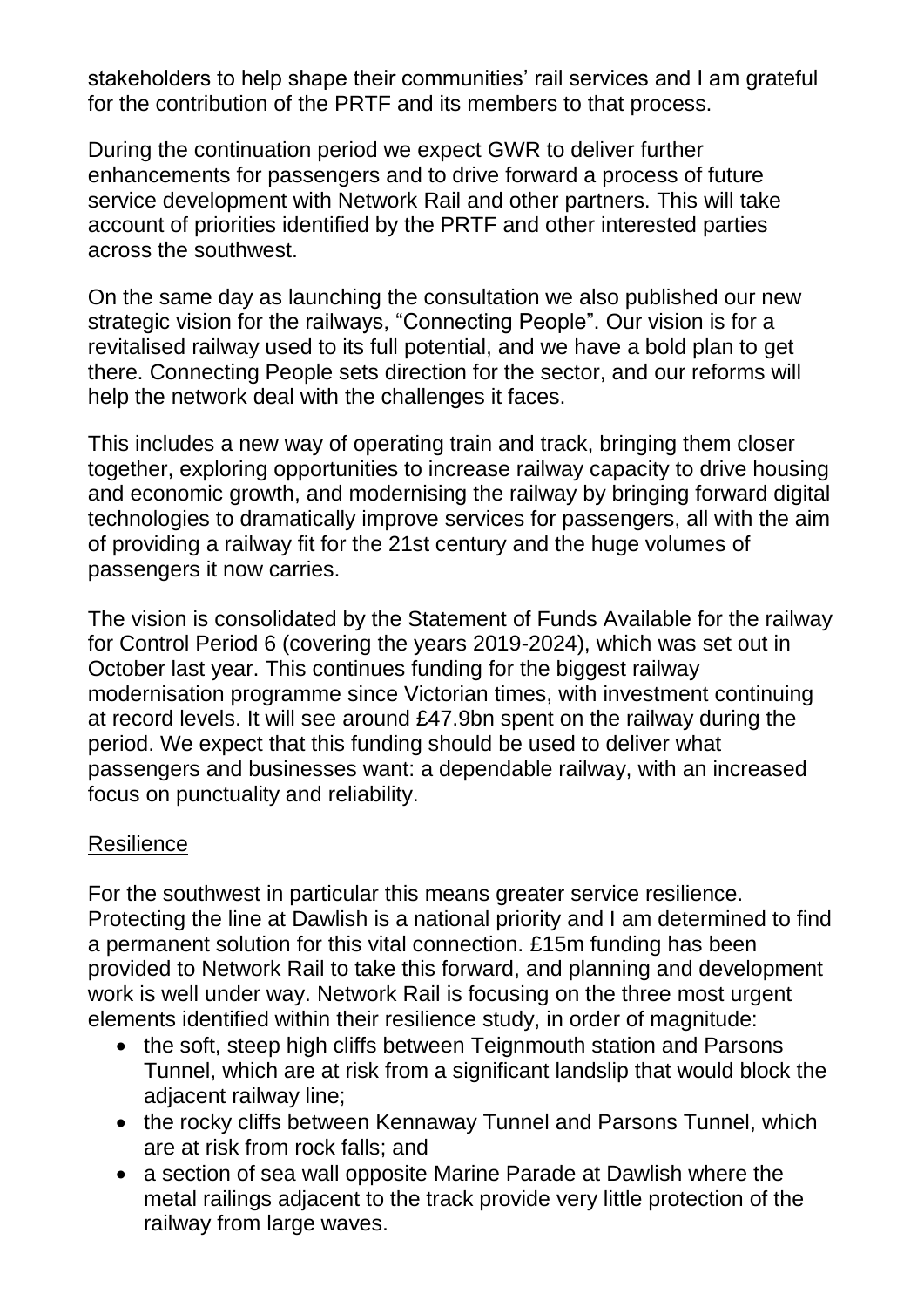stakeholders to help shape their communities' rail services and I am grateful for the contribution of the PRTF and its members to that process.

During the continuation period we expect GWR to deliver further enhancements for passengers and to drive forward a process of future service development with Network Rail and other partners. This will take account of priorities identified by the PRTF and other interested parties across the southwest.

On the same day as launching the consultation we also published our new strategic vision for the railways, "Connecting People". Our vision is for a revitalised railway used to its full potential, and we have a bold plan to get there. Connecting People sets direction for the sector, and our reforms will help the network deal with the challenges it faces.

This includes a new way of operating train and track, bringing them closer together, exploring opportunities to increase railway capacity to drive housing and economic growth, and modernising the railway by bringing forward digital technologies to dramatically improve services for passengers, all with the aim of providing a railway fit for the 21st century and the huge volumes of passengers it now carries.

The vision is consolidated by the Statement of Funds Available for the railway for Control Period 6 (covering the years 2019-2024), which was set out in October last year. This continues funding for the biggest railway modernisation programme since Victorian times, with investment continuing at record levels. It will see around £47.9bn spent on the railway during the period. We expect that this funding should be used to deliver what passengers and businesses want: a dependable railway, with an increased focus on punctuality and reliability.

## Resilience

For the southwest in particular this means greater service resilience. Protecting the line at Dawlish is a national priority and I am determined to find a permanent solution for this vital connection. £15m funding has been provided to Network Rail to take this forward, and planning and development work is well under way. Network Rail is focusing on the three most urgent elements identified within their resilience study, in order of magnitude:

- the soft, steep high cliffs between Teignmouth station and Parsons Tunnel, which are at risk from a significant landslip that would block the adjacent railway line;
- the rocky cliffs between Kennaway Tunnel and Parsons Tunnel, which are at risk from rock falls; and
- a section of sea wall opposite Marine Parade at Dawlish where the metal railings adjacent to the track provide very little protection of the railway from large waves.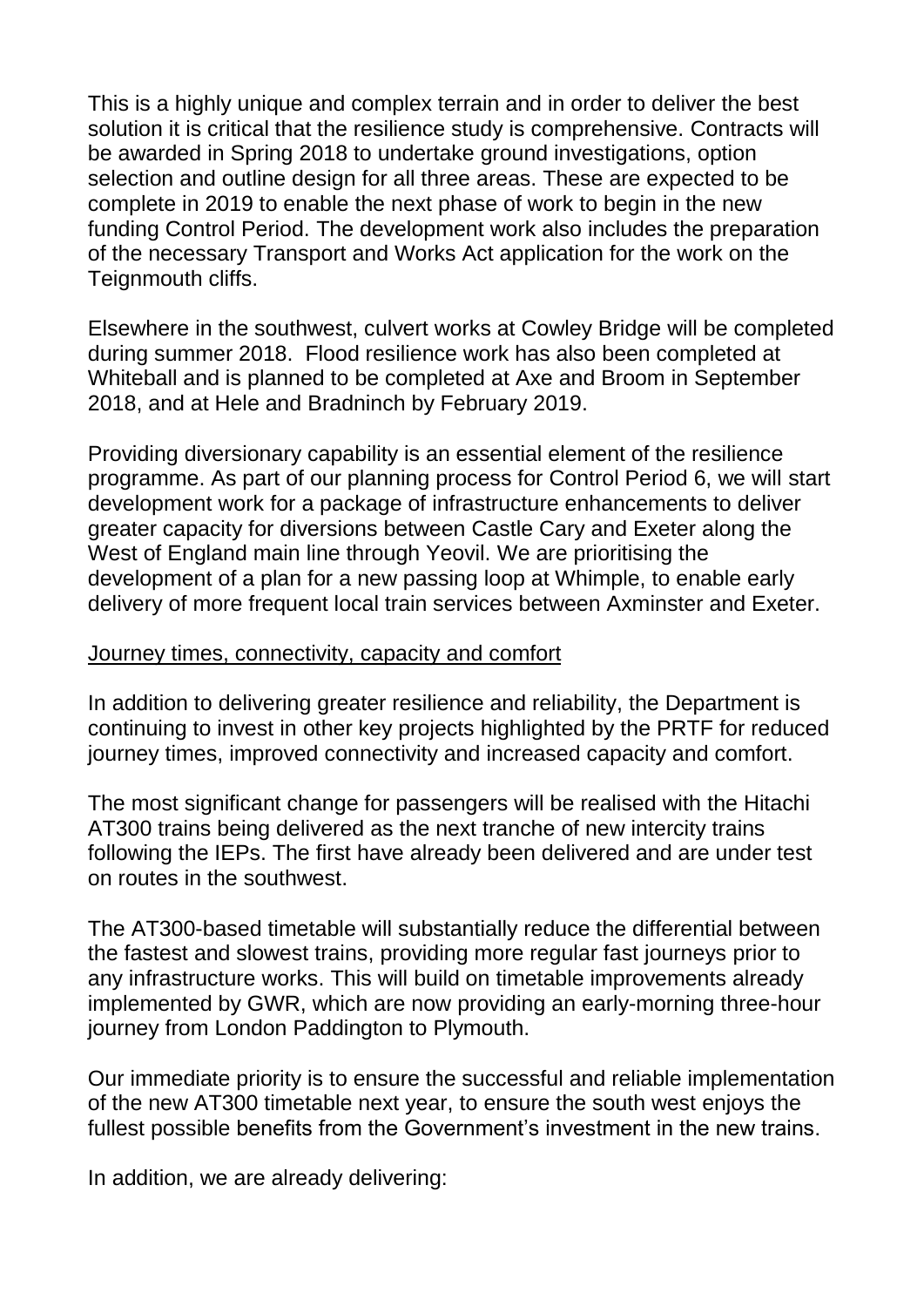This is a highly unique and complex terrain and in order to deliver the best solution it is critical that the resilience study is comprehensive. Contracts will be awarded in Spring 2018 to undertake ground investigations, option selection and outline design for all three areas. These are expected to be complete in 2019 to enable the next phase of work to begin in the new funding Control Period. The development work also includes the preparation of the necessary Transport and Works Act application for the work on the Teignmouth cliffs.

Elsewhere in the southwest, culvert works at Cowley Bridge will be completed during summer 2018. Flood resilience work has also been completed at Whiteball and is planned to be completed at Axe and Broom in September 2018, and at Hele and Bradninch by February 2019.

Providing diversionary capability is an essential element of the resilience programme. As part of our planning process for Control Period 6, we will start development work for a package of infrastructure enhancements to deliver greater capacity for diversions between Castle Cary and Exeter along the West of England main line through Yeovil. We are prioritising the development of a plan for a new passing loop at Whimple, to enable early delivery of more frequent local train services between Axminster and Exeter.

<u>Journey times, connectivity, capacity and comfort</u>

In addition to delivering greater resilience and reliability, the Department is continuing to invest in other key projects highlighted by the PRTF for reduced journey times, improved connectivity and increased capacity and comfort.

The most significant change for passengers will be realised with the Hitachi AT300 trains being delivered as the next tranche of new intercity trains following the IEPs. The first have already been delivered and are under test on routes in the southwest.

The AT300-based timetable will substantially reduce the differential between the fastest and slowest trains, providing more regular fast journeys prior to any infrastructure works. This will build on timetable improvements already implemented by GWR, which are now providing an early-morning three-hour journey from London Paddington to Plymouth.

Our immediate priority is to ensure the successful and reliable implementation of the new AT300 timetable next year, to ensure the south west enjoys the fullest possible benefits from the Government's investment in the new trains.

In addition, we are already delivering: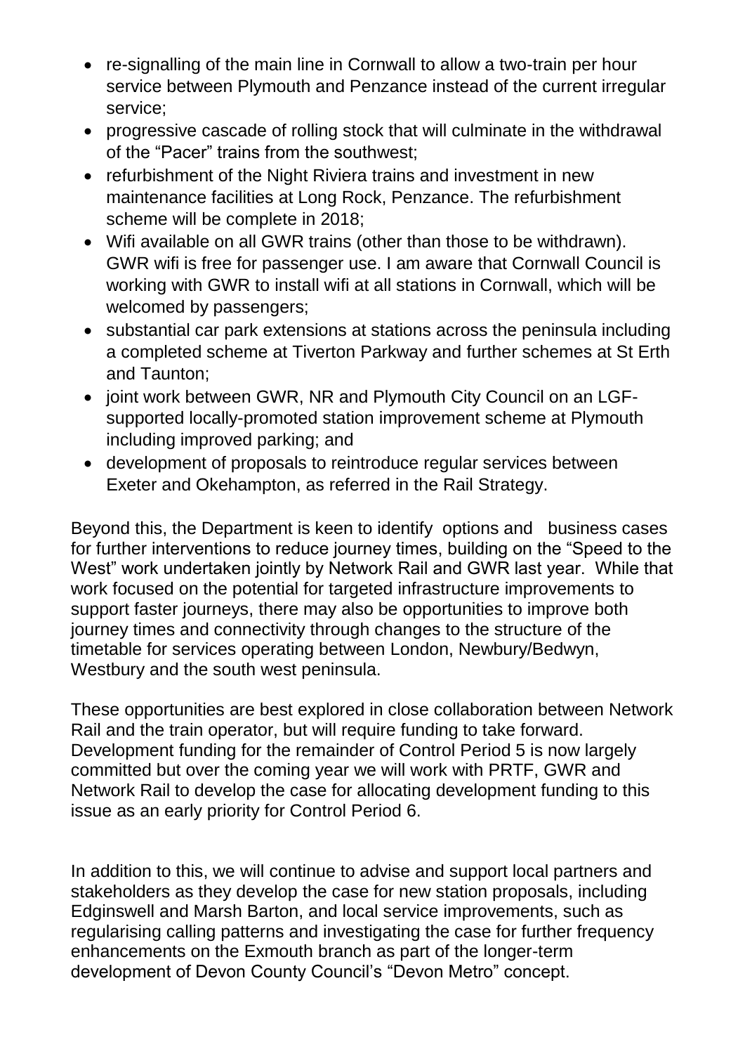- re-signalling of the main line in Cornwall to allow a two-train per hour service between Plymouth and Penzance instead of the current irregular service;
- progressive cascade of rolling stock that will culminate in the withdrawal of the "Pacer" trains from the southwest;
- refurbishment of the Night Riviera trains and investment in new maintenance facilities at Long Rock, Penzance. The refurbishment scheme will be complete in 2018;
- Wifi available on all GWR trains (other than those to be withdrawn). GWR wifi is free for passenger use. I am aware that Cornwall Council is working with GWR to install wifi at all stations in Cornwall, which will be welcomed by passengers;
- substantial car park extensions at stations across the peninsula including a completed scheme at Tiverton Parkway and further schemes at St Erth and Taunton;
- joint work between GWR, NR and Plymouth City Council on an LGF-supported locally-promoted station improvement scheme at Plymouth including improved parking; and
- development of proposals to reintroduce regular services between Exeter and Okehampton, as referred in the Rail Strategy.

Beyond this, the Department is keen to identify options and business cases for further interventions to reduce journey times, building on the "Speed to the West" work undertaken jointly by Network Rail and GWR last year. While that work focused on the potential for targeted infrastructure improvements to support faster journeys, there may also be opportunities to improve both journey times and connectivity through changes to the structure of the timetable for services operating between London, Newbury/Bedwyn, Westbury and the south west peninsula.

These opportunities are best explored in close collaboration between Network Rail and the train operator, but will require funding to take forward. Development funding for the remainder of Control Period 5 is now largely committed but over the coming year we will work with PRTF, GWR and Network Rail to develop the case for allocating development funding to this issue as an early priority for Control Period 6.

In addition to this, we will continue to advise and support local partners and stakeholders as they develop the case for new station proposals, including Edginswell and Marsh Barton, and local service improvements, such as regularising calling patterns and investigating the case for further frequency enhancements on the Exmouth branch as part of the longer-term development of Devon County Council's "Devon Metro" concept.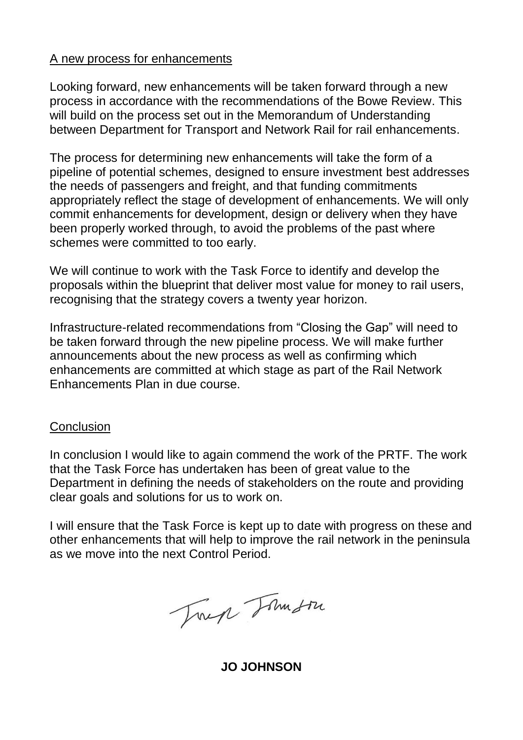## A new process for enhancements

Looking forward, new enhancements will be taken forward through a new process in accordance with the recommendations of the Bowe Review. This will build on the process set out in the Memorandum of Understanding between Department for Transport and Network Rail for rail enhancements.

The process for determining new enhancements will take the form of a pipeline of potential schemes, designed to ensure investment best addresses the needs of passengers and freight, and that funding commitments appropriately reflect the stage of development of enhancements. We will only commit enhancements for development, design or delivery when they have been properly worked through, to avoid the problems of the past where schemes were committed to too early.

We will continue to work with the Task Force to identify and develop the proposals within the blueprint that deliver most value for money to rail users, recognising that the strategy covers a twenty year horizon.

Infrastructure-related recommendations from "Closing the Gap" will need to be taken forward through the new pipeline process. We will make further announcements about the new process as well as confirming which enhancements are committed at which stage as part of the Rail Network Enhancements Plan in due course.

## Conclusion

In conclusion I would like to again commend the work of the PRTF. The work that the Task Force has undertaken has been of great value to the Department in defining the needs of stakeholders on the route and providing clear goals and solutions for us to work on.

I will ensure that the Task Force is kept up to date with progress on these and other enhancements that will help to improve the rail network in the peninsula as we move into the next Control Period.

**JO JOHNSON**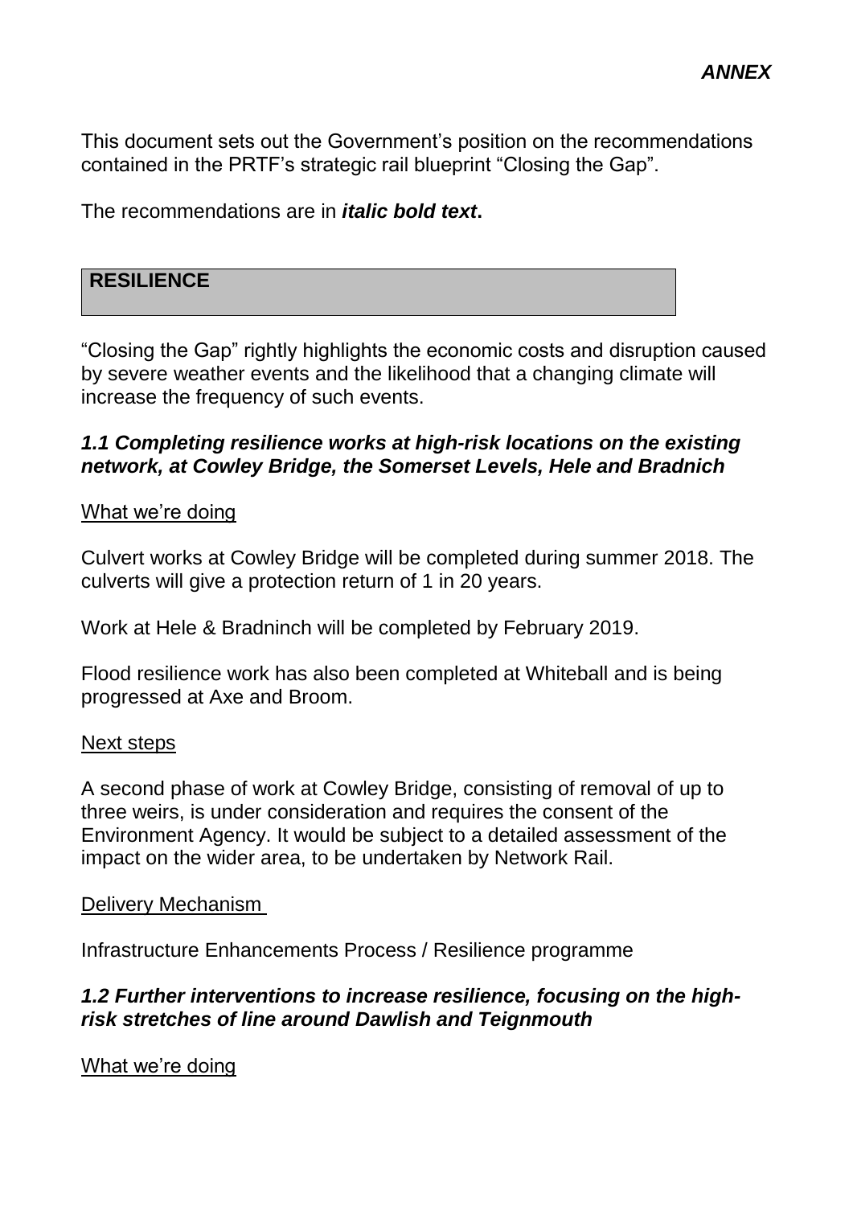***ANNEX***

This document sets out the Government's position on the recommendations contained in the PRTF's strategic rail blueprint "Closing the Gap".

The recommendations are in ***italic bold text*.**

## RESILIENCE

"Closing the Gap" rightly highlights the economic costs and disruption caused by severe weather events and the likelihood that a changing climate will increase the frequency of such events.

***1.1 Completing resilience works at high-risk locations on the existing network, at Cowley Bridge, the Somerset Levels, Hele and Bradnich***

What we're doing

Culvert works at Cowley Bridge will be completed during summer 2018. The culverts will give a protection return of 1 in 20 years.

Work at Hele & Bradninch will be completed by February 2019.

Flood resilience work has also been completed at Whiteball and is being progressed at Axe and Broom.

Next steps

A second phase of work at Cowley Bridge, consisting of removal of up to three weirs, is under consideration and requires the consent of the Environment Agency. It would be subject to a detailed assessment of the impact on the wider area, to be undertaken by Network Rail.

Delivery Mechanism

Infrastructure Enhancements Process / Resilience programme

***1.2 Further interventions to increase resilience, focusing on the high-risk stretches of line around Dawlish and Teignmouth***

What we're doing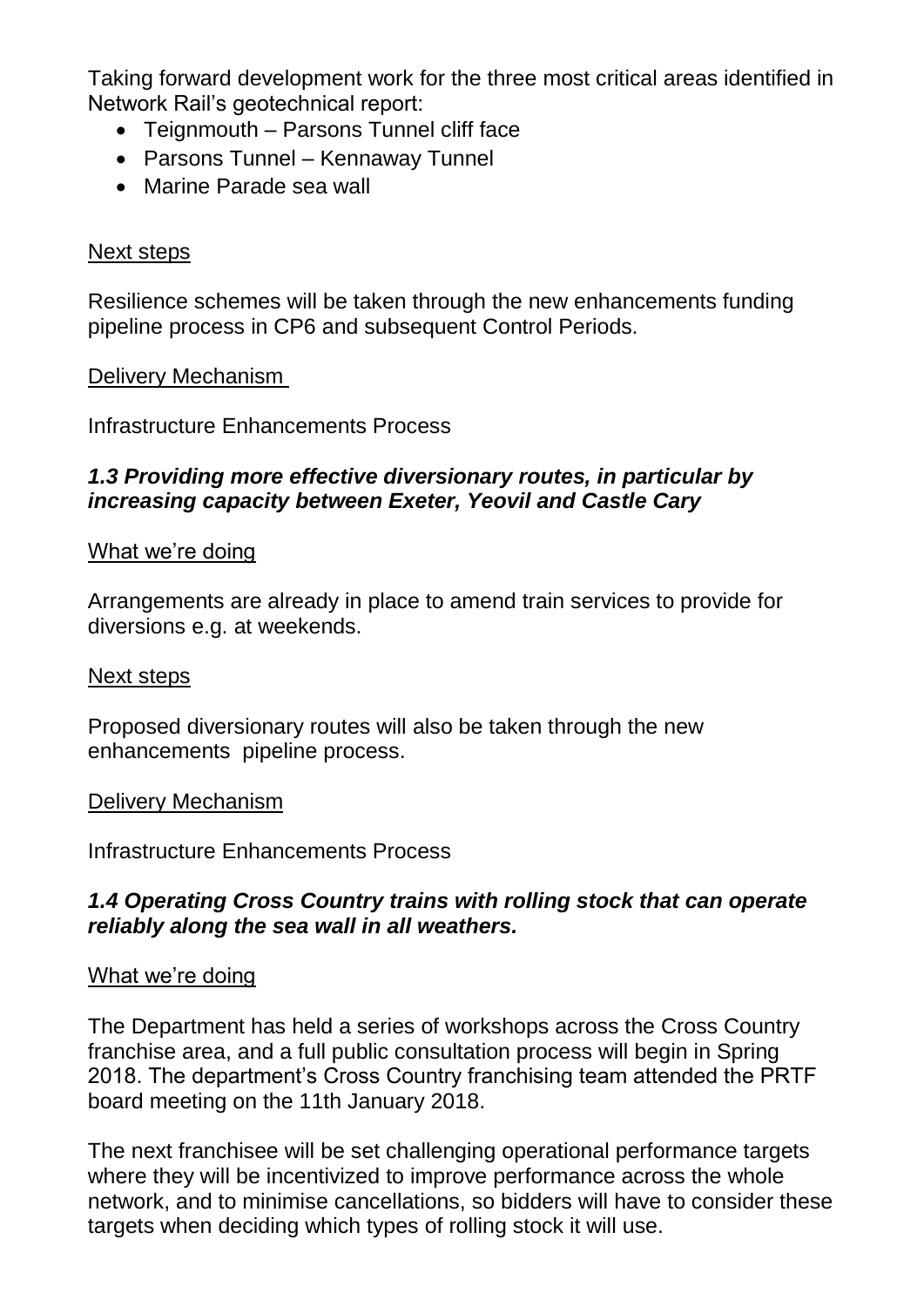Taking forward development work for the three most critical areas identified in Network Rail's geotechnical report:

- Teignmouth – Parsons Tunnel cliff face
- Parsons Tunnel – Kennaway Tunnel
- Marine Parade sea wall

<u>Next steps</u>

Resilience schemes will be taken through the new enhancements funding pipeline process in CP6 and subsequent Control Periods.

<u>Delivery Mechanism</u>

Infrastructure Enhancements Process

### *1.3 Providing more effective diversionary routes, in particular by increasing capacity between Exeter, Yeovil and Castle Cary*

<u>What we're doing</u>

Arrangements are already in place to amend train services to provide for diversions e.g. at weekends.

<u>Next steps</u>

Proposed diversionary routes will also be taken through the new enhancements pipeline process.

<u>Delivery Mechanism</u>

Infrastructure Enhancements Process

### *1.4 Operating Cross Country trains with rolling stock that can operate reliably along the sea wall in all weathers.*

<u>What we're doing</u>

The Department has held a series of workshops across the Cross Country franchise area, and a full public consultation process will begin in Spring 2018. The department's Cross Country franchising team attended the PRTF board meeting on the 11th January 2018.

The next franchisee will be set challenging operational performance targets where they will be incentivized to improve performance across the whole network, and to minimise cancellations, so bidders will have to consider these targets when deciding which types of rolling stock it will use.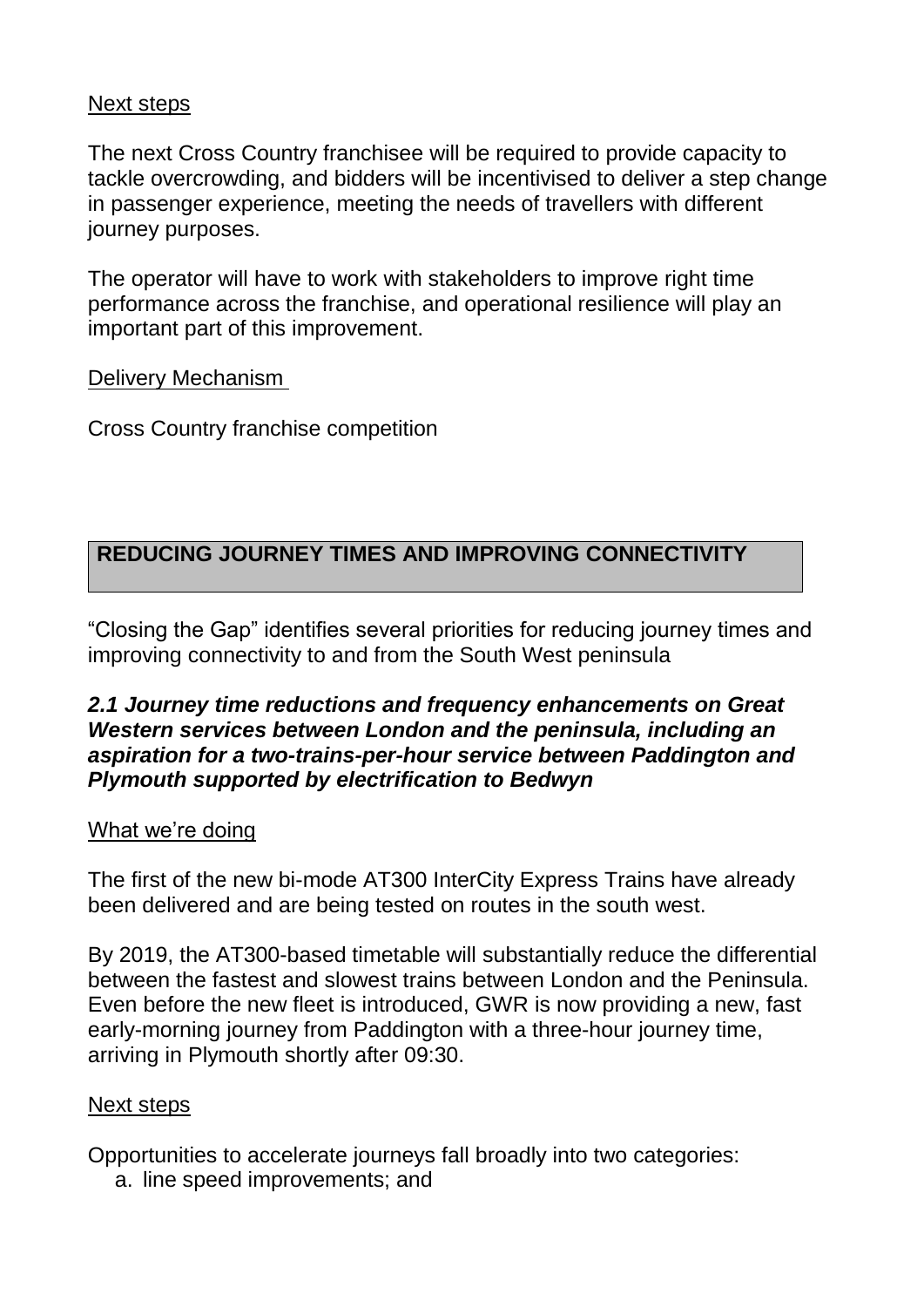Next steps

The next Cross Country franchisee will be required to provide capacity to tackle overcrowding, and bidders will be incentivised to deliver a step change in passenger experience, meeting the needs of travellers with different journey purposes.

The operator will have to work with stakeholders to improve right time performance across the franchise, and operational resilience will play an important part of this improvement.

Delivery Mechanism

Cross Country franchise competition

## REDUCING JOURNEY TIMES AND IMPROVING CONNECTIVITY

"Closing the Gap" identifies several priorities for reducing journey times and improving connectivity to and from the South West peninsula

***2.1 Journey time reductions and frequency enhancements on Great Western services between London and the peninsula, including an aspiration for a two-trains-per-hour service between Paddington and Plymouth supported by electrification to Bedwyn***

What we're doing

The first of the new bi-mode AT300 InterCity Express Trains have already been delivered and are being tested on routes in the south west.

By 2019, the AT300-based timetable will substantially reduce the differential between the fastest and slowest trains between London and the Peninsula. Even before the new fleet is introduced, GWR is now providing a new, fast early-morning journey from Paddington with a three-hour journey time, arriving in Plymouth shortly after 09:30.

Next steps

Opportunities to accelerate journeys fall broadly into two categories:

a. line speed improvements; and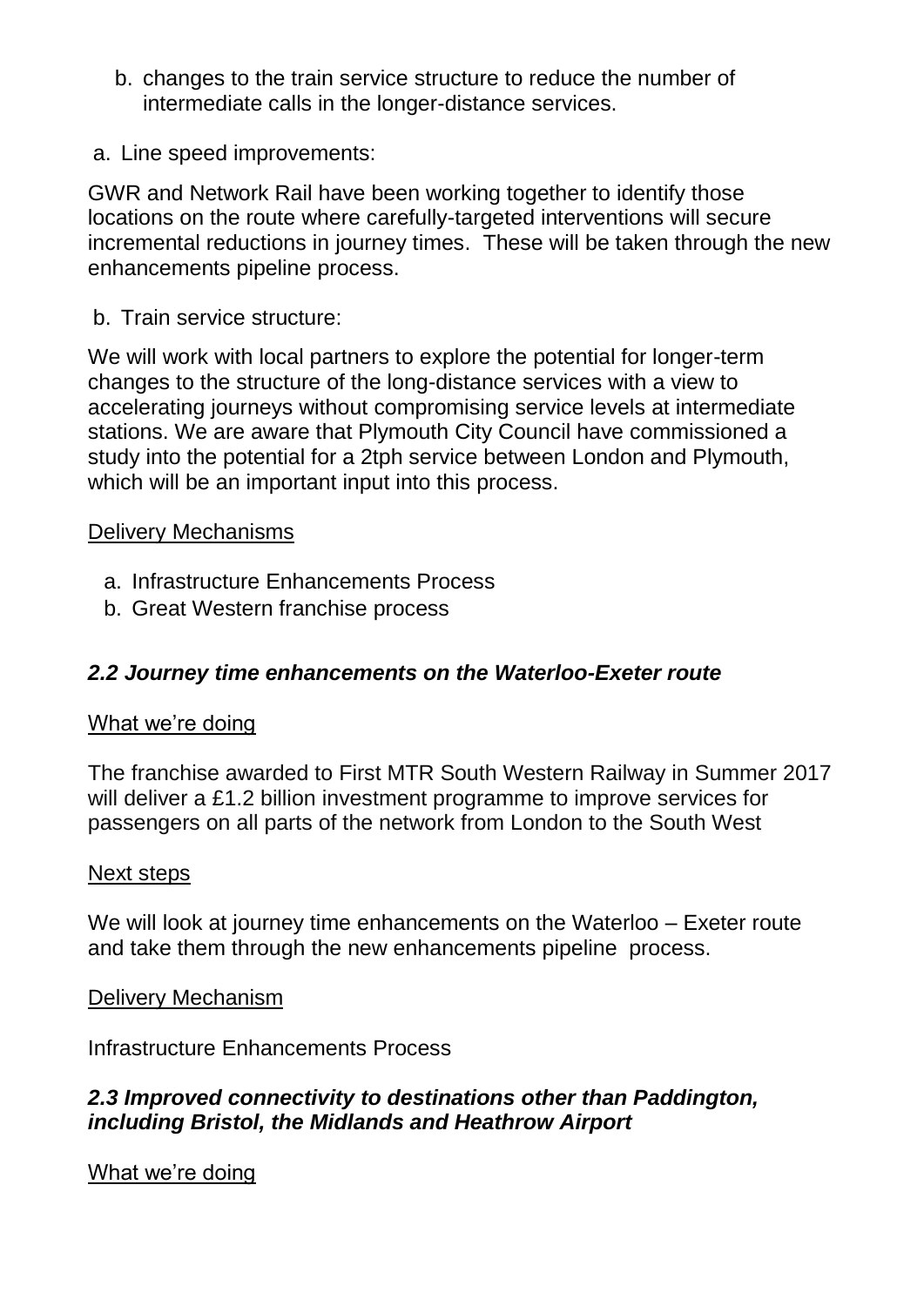b. changes to the train service structure to reduce the number of intermediate calls in the longer-distance services.

a. Line speed improvements:

GWR and Network Rail have been working together to identify those locations on the route where carefully-targeted interventions will secure incremental reductions in journey times. These will be taken through the new enhancements pipeline process.

b. Train service structure:

We will work with local partners to explore the potential for longer-term changes to the structure of the long-distance services with a view to accelerating journeys without compromising service levels at intermediate stations. We are aware that Plymouth City Council have commissioned a study into the potential for a 2tph service between London and Plymouth, which will be an important input into this process.

Delivery Mechanisms

a. Infrastructure Enhancements Process
b. Great Western franchise process

### *2.2 Journey time enhancements on the Waterloo-Exeter route*

What we're doing

The franchise awarded to First MTR South Western Railway in Summer 2017 will deliver a £1.2 billion investment programme to improve services for passengers on all parts of the network from London to the South West

Next steps

We will look at journey time enhancements on the Waterloo – Exeter route and take them through the new enhancements pipeline process.

Delivery Mechanism

Infrastructure Enhancements Process

### *2.3 Improved connectivity to destinations other than Paddington, including Bristol, the Midlands and Heathrow Airport*

What we're doing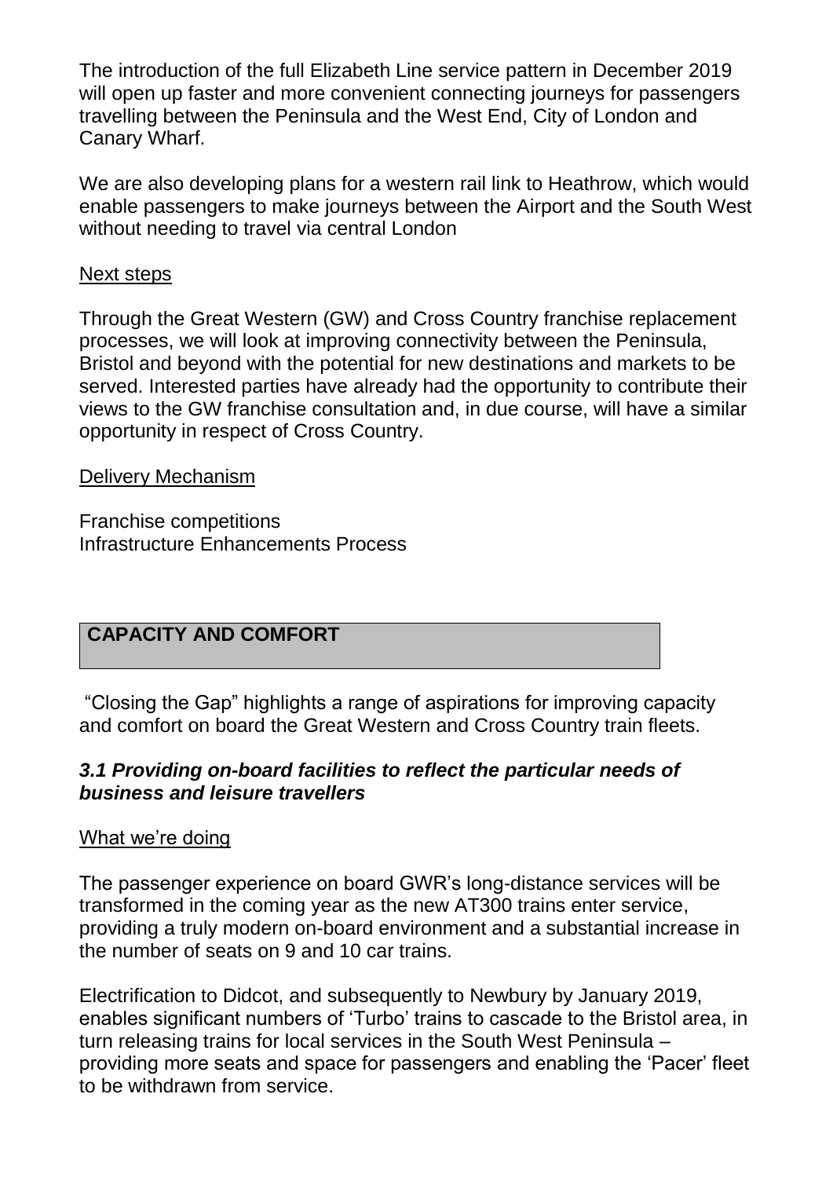The introduction of the full Elizabeth Line service pattern in December 2019 will open up faster and more convenient connecting journeys for passengers travelling between the Peninsula and the West End, City of London and Canary Wharf.

We are also developing plans for a western rail link to Heathrow, which would enable passengers to make journeys between the Airport and the South West without needing to travel via central London

Next steps

Through the Great Western (GW) and Cross Country franchise replacement processes, we will look at improving connectivity between the Peninsula, Bristol and beyond with the potential for new destinations and markets to be served. Interested parties have already had the opportunity to contribute their views to the GW franchise consultation and, in due course, will have a similar opportunity in respect of Cross Country.

Delivery Mechanism

Franchise competitions
Infrastructure Enhancements Process

## CAPACITY AND COMFORT

"Closing the Gap" highlights a range of aspirations for improving capacity and comfort on board the Great Western and Cross Country train fleets.

### *3.1 Providing on-board facilities to reflect the particular needs of business and leisure travellers*

What we're doing

The passenger experience on board GWR's long-distance services will be transformed in the coming year as the new AT300 trains enter service, providing a truly modern on-board environment and a substantial increase in the number of seats on 9 and 10 car trains.

Electrification to Didcot, and subsequently to Newbury by January 2019, enables significant numbers of 'Turbo' trains to cascade to the Bristol area, in turn releasing trains for local services in the South West Peninsula – providing more seats and space for passengers and enabling the 'Pacer' fleet to be withdrawn from service.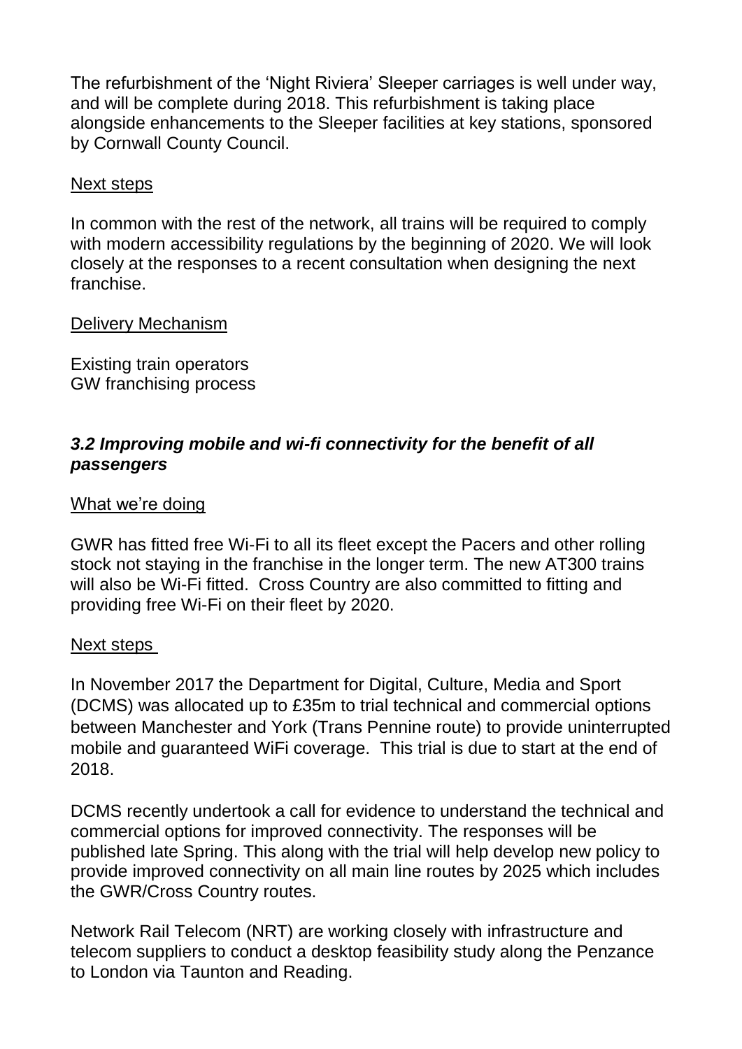The refurbishment of the 'Night Riviera' Sleeper carriages is well under way, and will be complete during 2018. This refurbishment is taking place alongside enhancements to the Sleeper facilities at key stations, sponsored by Cornwall County Council.

<u>Next steps</u>

In common with the rest of the network, all trains will be required to comply with modern accessibility regulations by the beginning of 2020. We will look closely at the responses to a recent consultation when designing the next franchise.

<u>Delivery Mechanism</u>

Existing train operators
GW franchising process

### *3.2 Improving mobile and wi-fi connectivity for the benefit of all passengers*

<u>What we're doing</u>

GWR has fitted free Wi-Fi to all its fleet except the Pacers and other rolling stock not staying in the franchise in the longer term. The new AT300 trains will also be Wi-Fi fitted. Cross Country are also committed to fitting and providing free Wi-Fi on their fleet by 2020.

<u>Next steps</u>

In November 2017 the Department for Digital, Culture, Media and Sport (DCMS) was allocated up to £35m to trial technical and commercial options between Manchester and York (Trans Pennine route) to provide uninterrupted mobile and guaranteed WiFi coverage. This trial is due to start at the end of 2018.

DCMS recently undertook a call for evidence to understand the technical and commercial options for improved connectivity. The responses will be published late Spring. This along with the trial will help develop new policy to provide improved connectivity on all main line routes by 2025 which includes the GWR/Cross Country routes.

Network Rail Telecom (NRT) are working closely with infrastructure and telecom suppliers to conduct a desktop feasibility study along the Penzance to London via Taunton and Reading.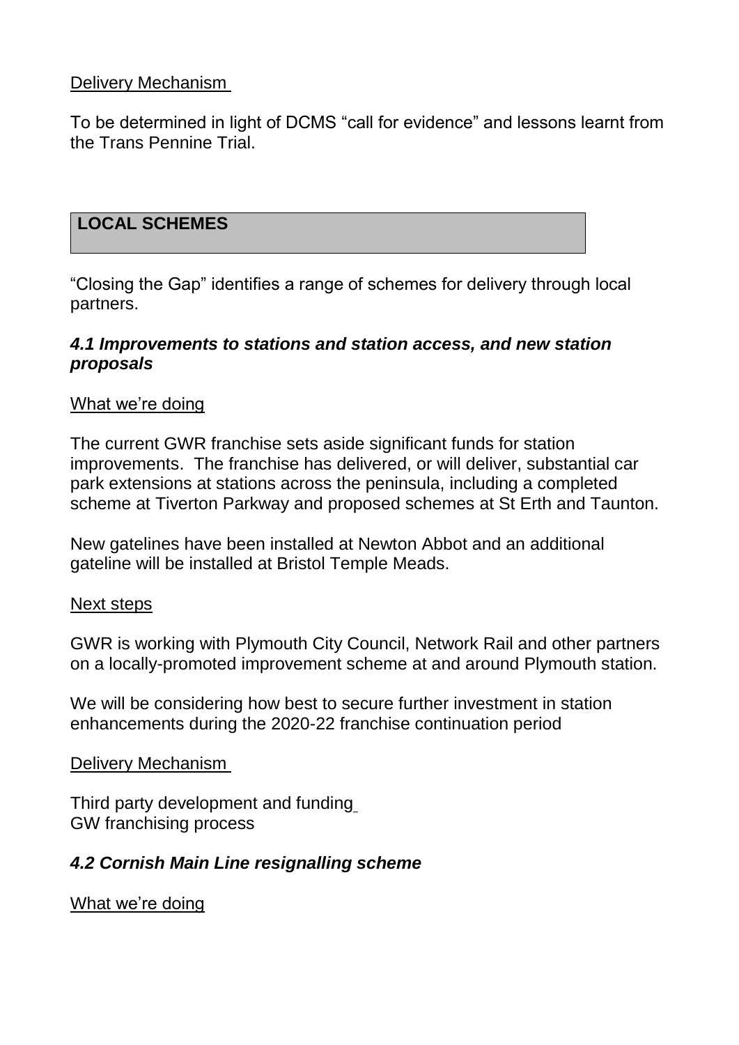Delivery Mechanism

To be determined in light of DCMS "call for evidence" and lessons learnt from the Trans Pennine Trial.

## LOCAL SCHEMES

"Closing the Gap" identifies a range of schemes for delivery through local partners.

### *4.1 Improvements to stations and station access, and new station proposals*

What we're doing

The current GWR franchise sets aside significant funds for station improvements. The franchise has delivered, or will deliver, substantial car park extensions at stations across the peninsula, including a completed scheme at Tiverton Parkway and proposed schemes at St Erth and Taunton.

New gatelines have been installed at Newton Abbot and an additional gateline will be installed at Bristol Temple Meads.

Next steps

GWR is working with Plymouth City Council, Network Rail and other partners on a locally-promoted improvement scheme at and around Plymouth station.

We will be considering how best to secure further investment in station enhancements during the 2020-22 franchise continuation period

Delivery Mechanism

Third party development and funding
GW franchising process

### *4.2 Cornish Main Line resignalling scheme*

What we're doing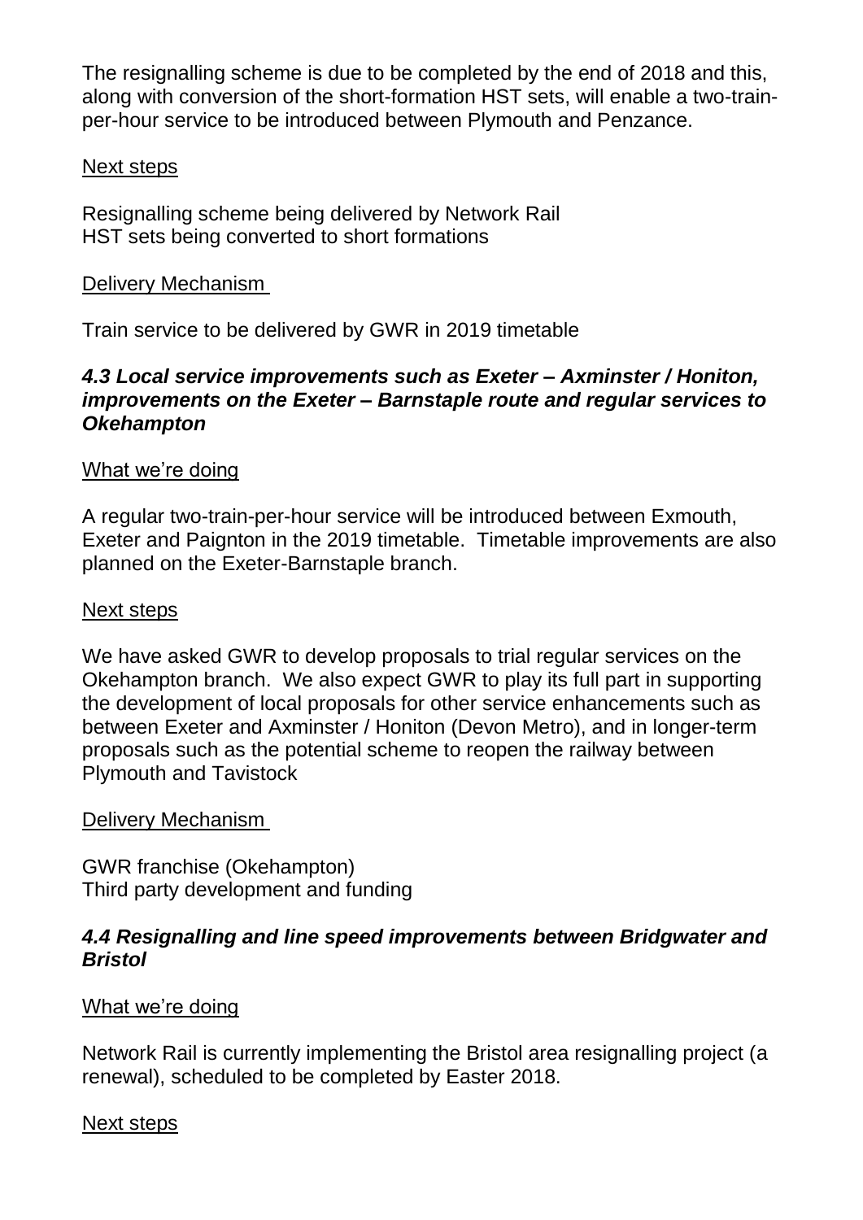The resignalling scheme is due to be completed by the end of 2018 and this, along with conversion of the short-formation HST sets, will enable a two-train-per-hour service to be introduced between Plymouth and Penzance.

Next steps

Resignalling scheme being delivered by Network Rail
HST sets being converted to short formations

Delivery Mechanism

Train service to be delivered by GWR in 2019 timetable

### *4.3 Local service improvements such as Exeter – Axminster / Honiton, improvements on the Exeter – Barnstaple route and regular services to Okehampton*

What we're doing

A regular two-train-per-hour service will be introduced between Exmouth, Exeter and Paignton in the 2019 timetable. Timetable improvements are also planned on the Exeter-Barnstaple branch.

Next steps

We have asked GWR to develop proposals to trial regular services on the Okehampton branch. We also expect GWR to play its full part in supporting the development of local proposals for other service enhancements such as between Exeter and Axminster / Honiton (Devon Metro), and in longer-term proposals such as the potential scheme to reopen the railway between Plymouth and Tavistock

Delivery Mechanism

GWR franchise (Okehampton)
Third party development and funding

### *4.4 Resignalling and line speed improvements between Bridgwater and Bristol*

What we're doing

Network Rail is currently implementing the Bristol area resignalling project (a renewal), scheduled to be completed by Easter 2018.

Next steps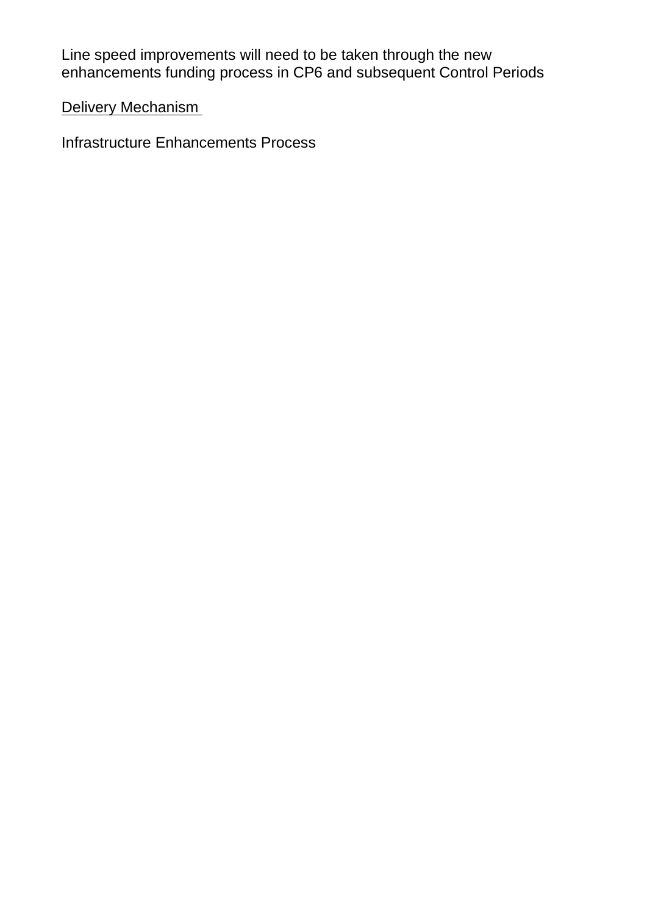Line speed improvements will need to be taken through the new enhancements funding process in CP6 and subsequent Control Periods

<u>Delivery Mechanism</u>

Infrastructure Enhancements Process